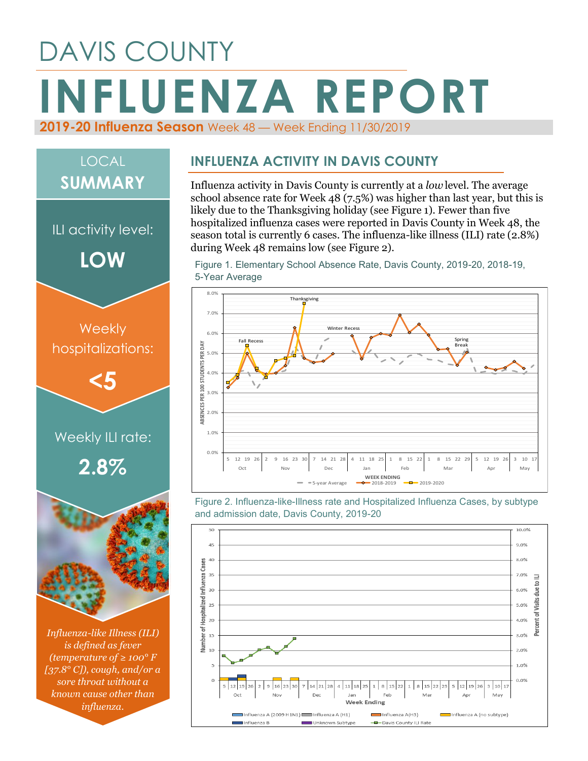# DAVIS COUNTY

# INFLUENZA REPORT

**2019-20 Influenza Season** Week 48 — Week Ending 11/30/2019

## LOCAL SUMMARY

ILI activity level:

**LOW**

Weekly hospitalizations:

**<5**

Weekly ILI rate:

**2.8%**

*Influenza-like Illness (ILI) is defined as fever (temperature of ≥ 100° F [37.8° C]), cough, and/or a sore throat without a known cause other than influenza.*

## INFLUENZA ACTIVITY IN DAVIS COUNTY

Influenza activity in Davis County is currently at a *low* level. The average school absence rate for Week 48 (7.5%) was higher than last year, but this is likely due to the Thanksgiving holiday (see Figure 1). Fewer than five hospitalized influenza cases were reported in Davis County in Week 48, the season total is currently 6 cases. The influenza-like illness (ILI) rate (2.8%) during Week 48 remains low (see Figure 2).

Figure 1. Elementary School Absence Rate, Davis County, 2019-20, 2018-19, 5-Year Average

Figure 2. Influenza-like-Illness rate and Hospitalized Influenza Cases, by subtype and admission date, Davis County, 2019-20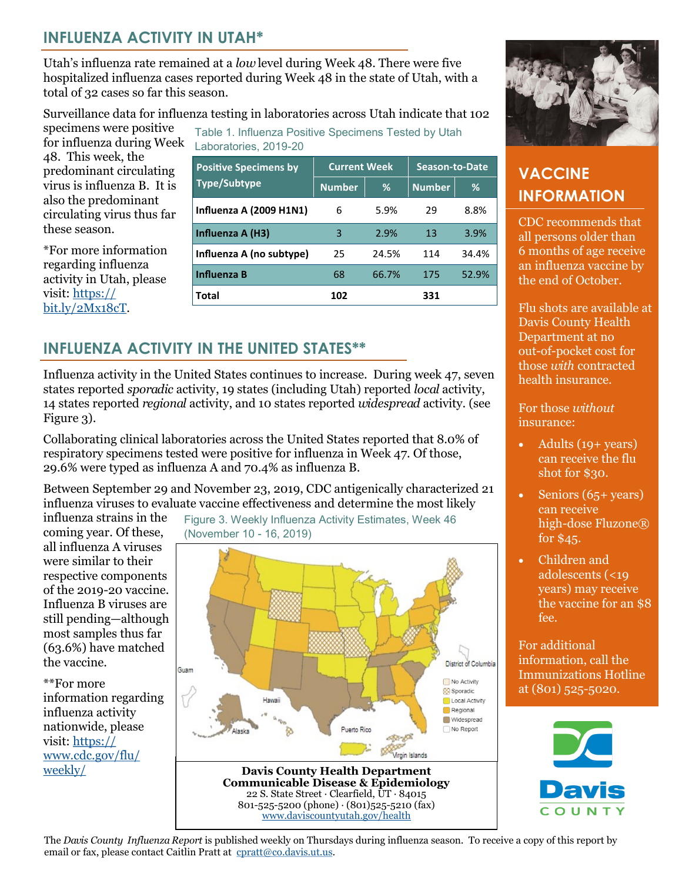## INFLUENZA ACTIVITY IN UTAH*

Utah's influenza rate remained at a *low* level during Week 48. There were five hospitalized influenza cases reported during Week 48 in the state of Utah, with a total of 32 cases so far this season.

Surveillance data for influenza testing in laboratories across Utah indicate that 102 specimens were positive for influenza during Week 48. This week, the predominant circulating virus is influenza B. It is also the predominant circulating virus thus far these season.

*For more information regarding influenza activity in Utah, please visit: https://bit.ly/2Mx18cT.

Table 1. Influenza Positive Specimens Tested by Utah Laboratories, 2019-20

| Positive Specimens by Type/Subtype | Current Week | | Season-to-Date | |
|---|---|---|---|---|
| | Number | % | Number | % |
| Influenza A (2009 H1N1) | 6 | 5.9% | 29 | 8.8% |
| Influenza A (H3) | 3 | 2.9% | 13 | 3.9% |
| Influenza A (no subtype) | 25 | 24.5% | 114 | 34.4% |
| Influenza B | 68 | 66.7% | 175 | 52.9% |
| Total | 102 | | 331 | |

## INFLUENZA ACTIVITY IN THE UNITED STATES**

Influenza activity in the United States continues to increase. During week 47, seven states reported *sporadic* activity, 19 states (including Utah) reported *local* activity, 14 states reported *regional* activity, and 10 states reported *widespread* activity. (see Figure 3).

Collaborating clinical laboratories across the United States reported that 8.0% of respiratory specimens tested were positive for influenza in Week 47. Of those, 29.6% were typed as influenza A and 70.4% as influenza B.

Between September 29 and November 23, 2019, CDC antigenically characterized 21 influenza viruses to evaluate vaccine effectiveness and determine the most likely influenza strains in the coming year. Of these, all influenza A viruses were similar to their respective components of the 2019-20 vaccine. Influenza B viruses are still pending—although most samples thus far (63.6%) have matched the vaccine.

**For more information regarding influenza activity nationwide, please visit: https://www.cdc.gov/flu/weekly/

Figure 3. Weekly Influenza Activity Estimates, Week 46 (November 10 - 16, 2019)

Guam
Hawaii
Alaska
Puerto Rico
Virgin Islands
District of Columbia
No Activity
Sporadic
Local Activity
Regional
Widespread
No Report

**Davis County Health Department**
**Communicable Disease & Epidemiology**
22 S. State Street · Clearfield, UT · 84015
801-525-5200 (phone) · (801)525-5210 (fax)
www.daviscountyutah.gov/health

## VACCINE INFORMATION

CDC recommends that all persons older than 6 months of age receive an influenza vaccine by the end of October.

Flu shots are available at Davis County Health Department at no out-of-pocket cost for those *with* contracted health insurance.

For those *without* insurance:

- Adults (19+ years) can receive the flu shot for $30.
- Seniors (65+ years) can receive high-dose Fluzone® for $45.
- Children and adolescents (<19 years) may receive the vaccine for an $8 fee.

For additional information, call the Immunizations Hotline at (801) 525-5020.

Davis COUNTY

The *Davis County Influenza Report* is published weekly on Thursdays during influenza season. To receive a copy of this report by email or fax, please contact Caitlin Pratt at cpratt@co.davis.ut.us.